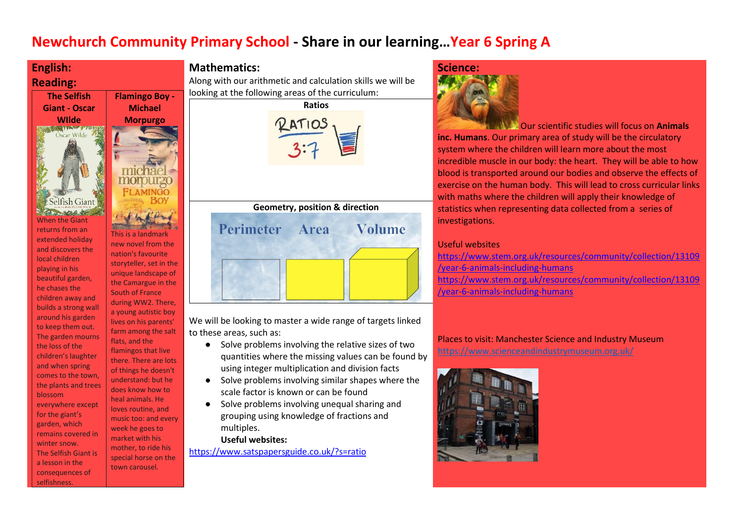# Newchurch Community Primary School - Share in our learning…Year 6 Spring A

## English:

### Reading:

| The Selfish Giant - Oscar WIlde | Flamingo Boy - Michael Morpurgo |
|---|---|
| When the Giant returns from an extended holiday and discovers the local children playing in his beautiful garden, he chases the children away and builds a strong wall around his garden to keep them out. The garden mourns the loss of the children's laughter and when spring comes to the town, the plants and trees blossom everywhere except for the giant's garden, which remains covered in winter snow. The Selfish Giant is a lesson in the consequences of selfishness. | This is a landmark new novel from the nation's favourite storyteller, set in the unique landscape of the Camargue in the South of France during WW2. There, a young autistic boy lives on his parents' farm among the salt flats, and the flamingos that live there. There are lots of things he doesn't understand: but he does know how to heal animals. He loves routine, and music too: and every week he goes to market with his mother, to ride his special horse on the town carousel. |

## Mathematics:

Along with our arithmetic and calculation skills we will be looking at the following areas of the curriculum:

**Ratios**

**Geometry, position & direction**

We will be looking to master a wide range of targets linked to these areas, such as:

- Solve problems involving the relative sizes of two quantities where the missing values can be found by using integer multiplication and division facts
- Solve problems involving similar shapes where the scale factor is known or can be found
- Solve problems involving unequal sharing and grouping using knowledge of fractions and multiples.

**Useful websites:**

https://www.satspapersguide.co.uk/?s=ratio

## Science:

Our scientific studies will focus on **Animals inc. Humans**. Our primary area of study will be the circulatory system where the children will learn more about the most incredible muscle in our body: the heart. They will be able to how blood is transported around our bodies and observe the effects of exercise on the human body. This will lead to cross curricular links with maths where the children will apply their knowledge of statistics when representing data collected from a series of investigations.

Useful websites

https://www.stem.org.uk/resources/community/collection/13109/year-6-animals-including-humans

https://www.stem.org.uk/resources/community/collection/13109/year-6-animals-including-humans

Places to visit: Manchester Science and Industry Museum

https://www.scienceandindustrymuseum.org.uk/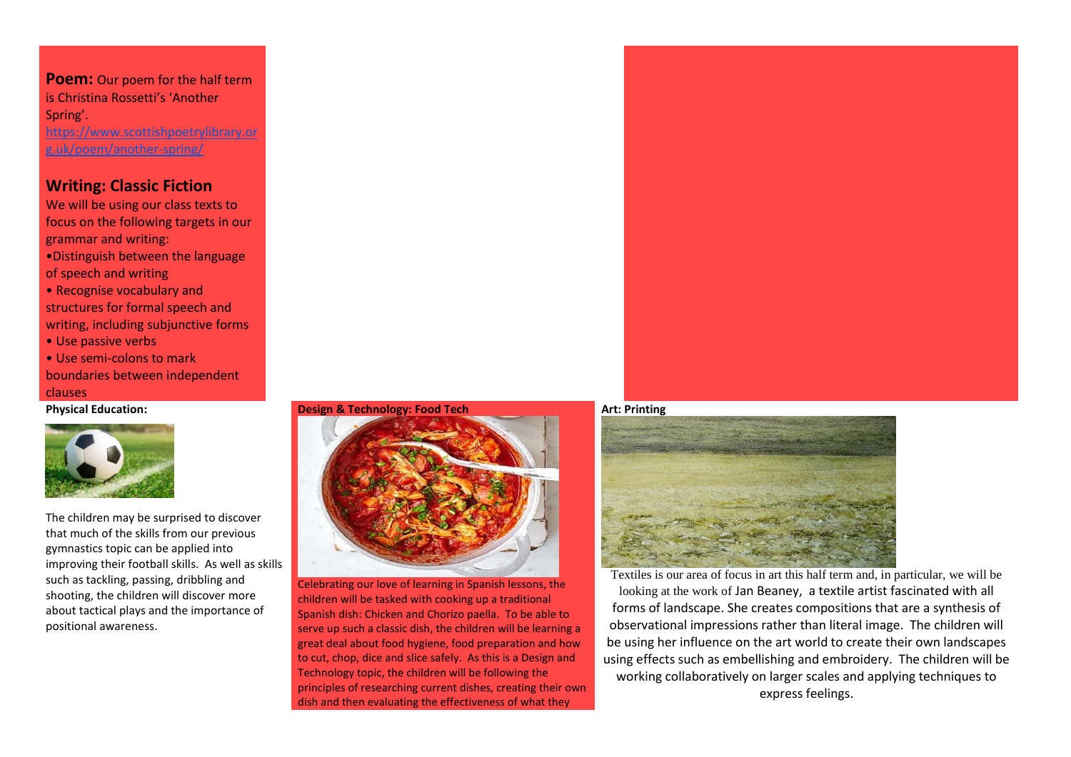**Poem:** Our poem for the half term is Christina Rossetti's 'Another Spring'.
https://www.scottishpoetrylibrary.org.uk/poem/another-spring/

## Writing: Classic Fiction

We will be using our class texts to focus on the following targets in our grammar and writing:

- Distinguish between the language of speech and writing
- Recognise vocabulary and structures for formal speech and writing, including subjunctive forms
- Use passive verbs
- Use semi-colons to mark boundaries between independent clauses

**Physical Education:**

The children may be surprised to discover that much of the skills from our previous gymnastics topic can be applied into improving their football skills. As well as skills such as tackling, passing, dribbling and shooting, the children will discover more about tactical plays and the importance of positional awareness.

**Design & Technology: Food Tech**

Celebrating our love of learning in Spanish lessons, the children will be tasked with cooking up a traditional Spanish dish: Chicken and Chorizo paella. To be able to serve up such a classic dish, the children will be learning a great deal about food hygiene, food preparation and how to cut, chop, dice and slice safely. As this is a Design and Technology topic, the children will be following the principles of researching current dishes, creating their own dish and then evaluating the effectiveness of what they

**Art: Printing**

Textiles is our area of focus in art this half term and, in particular, we will be looking at the work of Jan Beaney, a textile artist fascinated with all forms of landscape. She creates compositions that are a synthesis of observational impressions rather than literal image. The children will be using her influence on the art world to create their own landscapes using effects such as embellishing and embroidery. The children will be working collaboratively on larger scales and applying techniques to express feelings.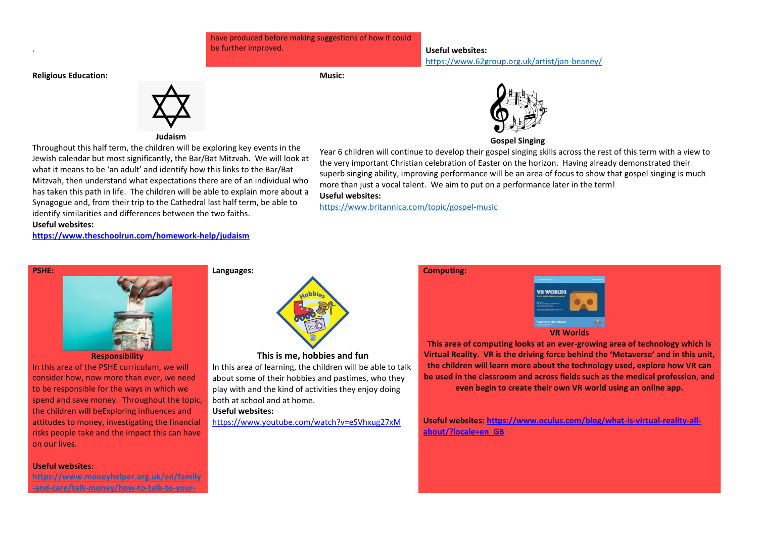have produced before making suggestions of how it could be further improved.

**Useful websites:**
https://www.62group.org.uk/artist/jan-beaney/

**Religious Education:**

**Judaism**

Throughout this half term, the children will be exploring key events in the Jewish calendar but most significantly, the Bar/Bat Mitzvah. We will look at what it means to be 'an adult' and identify how this links to the Bar/Bat Mitzvah, then understand what expectations there are of an individual who has taken this path in life. The children will be able to explain more about a Synagogue and, from their trip to the Cathedral last half term, be able to identify similarities and differences between the two faiths.

**Useful websites:**
**https://www.theschoolrun.com/homework-help/judaism**

**Music:**

**Gospel Singing**

Year 6 children will continue to develop their gospel singing skills across the rest of this term with a view to the very important Christian celebration of Easter on the horizon. Having already demonstrated their superb singing ability, improving performance will be an area of focus to show that gospel singing is much more than just a vocal talent. We aim to put on a performance later in the term!

**Useful websites:**
https://www.britannica.com/topic/gospel-music

**PSHE:**

**Responsibility**

In this area of the PSHE curriculum, we will consider how, now more than ever, we need to be responsible for the ways in which we spend and save money. Throughout the topic, the children will beExploring influences and attitudes to money, investigating the financial risks people take and the impact this can have on our lives.

**Useful websites:**
**https://www.moneyhelper.org.uk/en/family-and-care/talk-money/how-to-talk-to-your-**

**Languages:**

**This is me, hobbies and fun**

In this area of learning, the children will be able to talk about some of their hobbies and pastimes, who they play with and the kind of activities they enjoy doing both at school and at home.

**Useful websites:**
https://www.youtube.com/watch?v=eSVhxug27xM

**Computing:**

**VR Worlds**

**This area of computing looks at an ever-growing area of technology which is Virtual Reality. VR is the driving force behind the 'Metaverse' and in this unit, the children will learn more about the technology used, explore how VR can be used in the classroom and across fields such as the medical profession, and even begin to create their own VR world using an online app.**

**Useful websites: https://www.oculus.com/blog/what-is-virtual-reality-all-about/?locale=en_GB**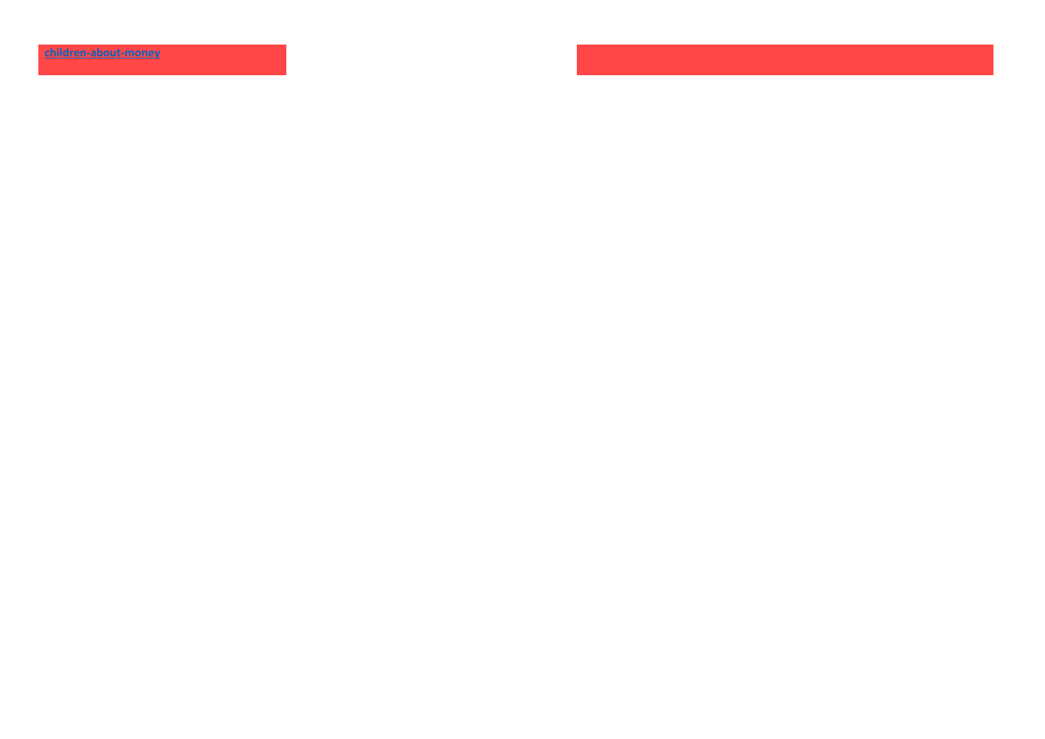children-about-money